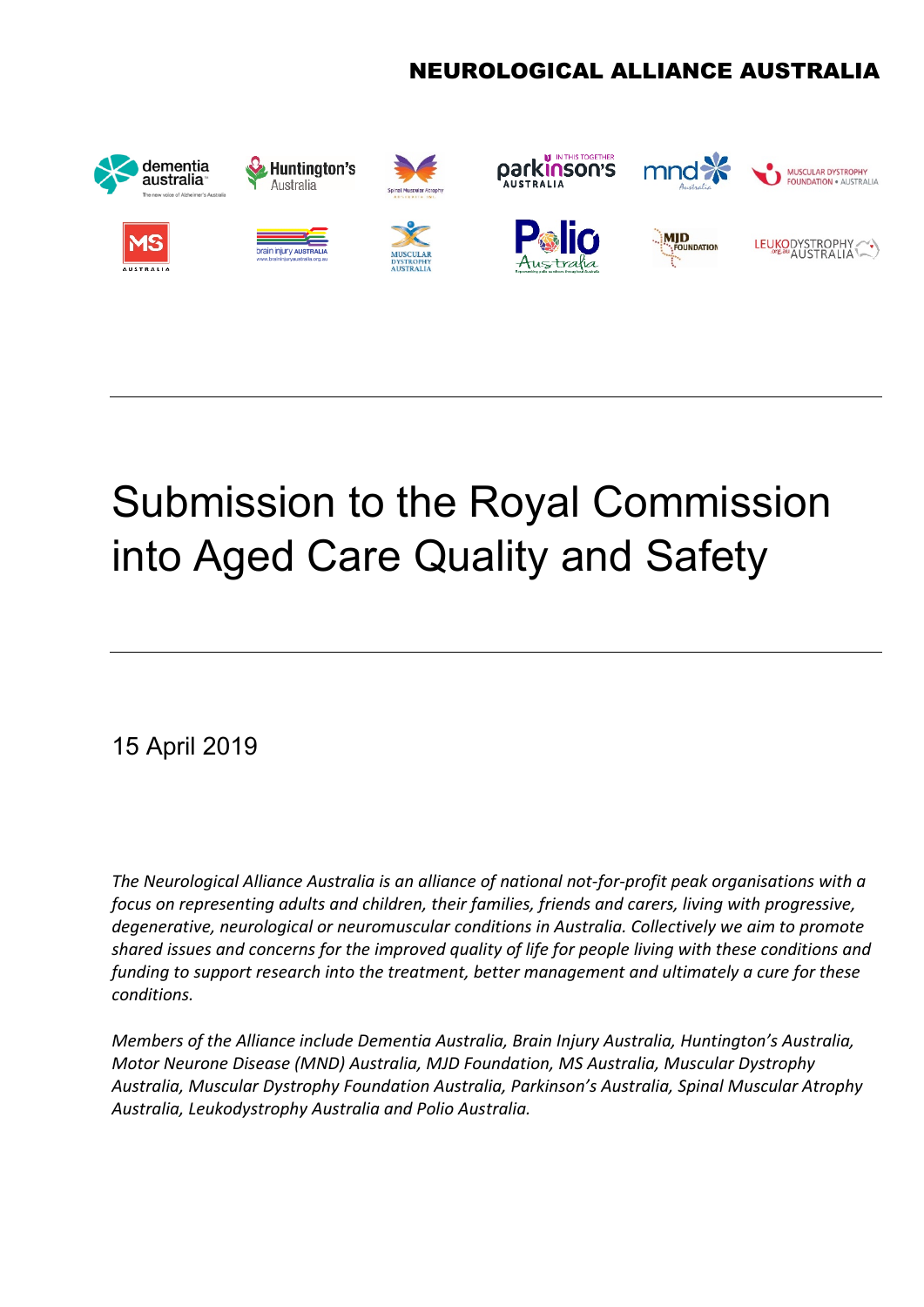NEUROLOGICAL ALLIANCE AUSTRALIA

# Submission to the Royal Commission into Aged Care Quality and Safety

15 April 2019

*The Neurological Alliance Australia is an alliance of national not-for-profit peak organisations with a focus on representing adults and children, their families, friends and carers, living with progressive, degenerative, neurological or neuromuscular conditions in Australia. Collectively we aim to promote shared issues and concerns for the improved quality of life for people living with these conditions and funding to support research into the treatment, better management and ultimately a cure for these conditions.*

*Members of the Alliance include Dementia Australia, Brain Injury Australia, Huntington's Australia, Motor Neurone Disease (MND) Australia, MJD Foundation, MS Australia, Muscular Dystrophy Australia, Muscular Dystrophy Foundation Australia, Parkinson's Australia, Spinal Muscular Atrophy Australia, Leukodystrophy Australia and Polio Australia.*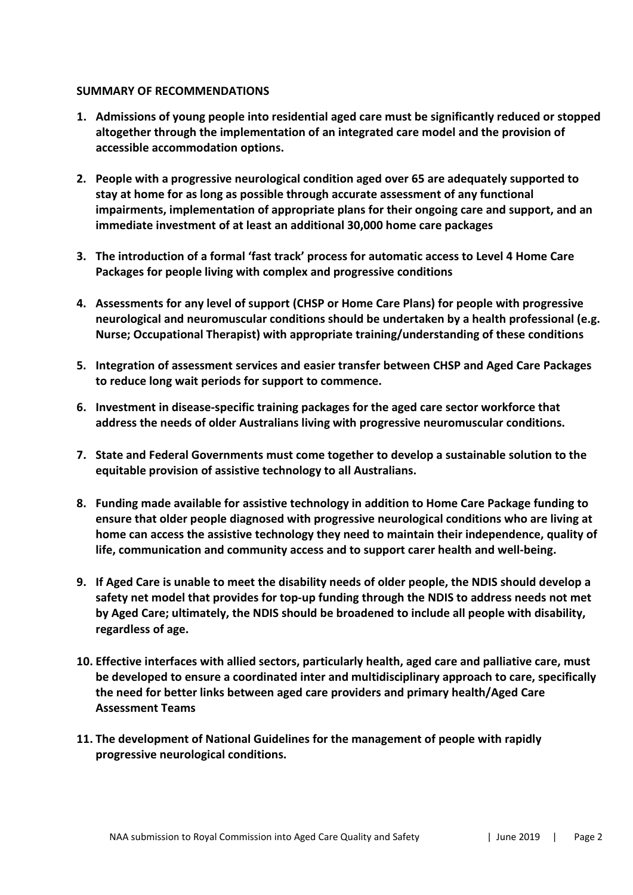**SUMMARY OF RECOMMENDATIONS**

1. **Admissions of young people into residential aged care must be significantly reduced or stopped altogether through the implementation of an integrated care model and the provision of accessible accommodation options.**

2. **People with a progressive neurological condition aged over 65 are adequately supported to stay at home for as long as possible through accurate assessment of any functional impairments, implementation of appropriate plans for their ongoing care and support, and an immediate investment of at least an additional 30,000 home care packages**

3. **The introduction of a formal 'fast track' process for automatic access to Level 4 Home Care Packages for people living with complex and progressive conditions**

4. **Assessments for any level of support (CHSP or Home Care Plans) for people with progressive neurological and neuromuscular conditions should be undertaken by a health professional (e.g. Nurse; Occupational Therapist) with appropriate training/understanding of these conditions**

5. **Integration of assessment services and easier transfer between CHSP and Aged Care Packages to reduce long wait periods for support to commence.**

6. **Investment in disease-specific training packages for the aged care sector workforce that address the needs of older Australians living with progressive neuromuscular conditions.**

7. **State and Federal Governments must come together to develop a sustainable solution to the equitable provision of assistive technology to all Australians.**

8. **Funding made available for assistive technology in addition to Home Care Package funding to ensure that older people diagnosed with progressive neurological conditions who are living at home can access the assistive technology they need to maintain their independence, quality of life, communication and community access and to support carer health and well-being.**

9. **If Aged Care is unable to meet the disability needs of older people, the NDIS should develop a safety net model that provides for top-up funding through the NDIS to address needs not met by Aged Care; ultimately, the NDIS should be broadened to include all people with disability, regardless of age.**

10. **Effective interfaces with allied sectors, particularly health, aged care and palliative care, must be developed to ensure a coordinated inter and multidisciplinary approach to care, specifically the need for better links between aged care providers and primary health/Aged Care Assessment Teams**

11. **The development of National Guidelines for the management of people with rapidly progressive neurological conditions.**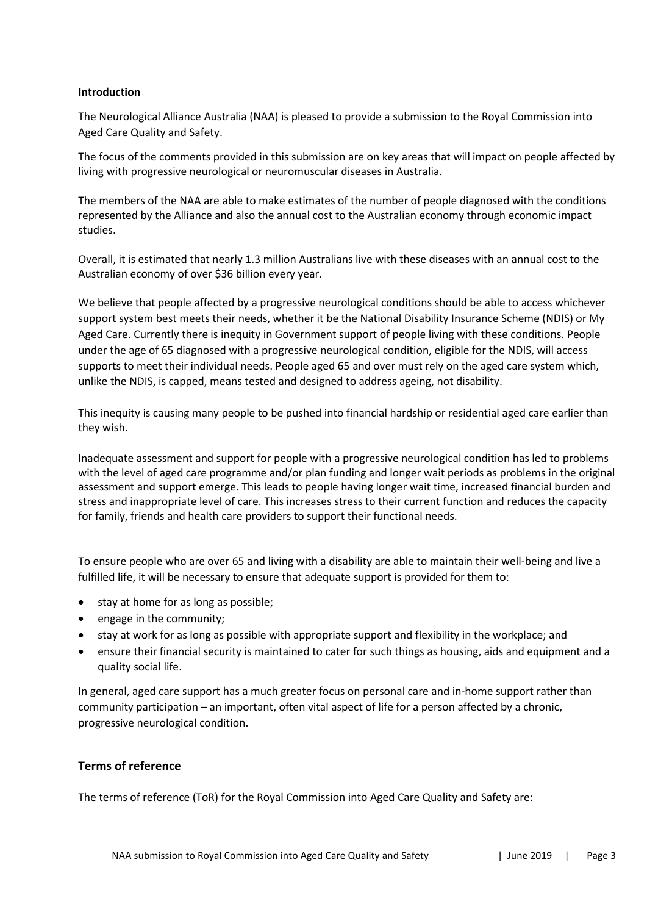**Introduction**

The Neurological Alliance Australia (NAA) is pleased to provide a submission to the Royal Commission into Aged Care Quality and Safety.

The focus of the comments provided in this submission are on key areas that will impact on people affected by living with progressive neurological or neuromuscular diseases in Australia.

The members of the NAA are able to make estimates of the number of people diagnosed with the conditions represented by the Alliance and also the annual cost to the Australian economy through economic impact studies.

Overall, it is estimated that nearly 1.3 million Australians live with these diseases with an annual cost to the Australian economy of over $36 billion every year.

We believe that people affected by a progressive neurological conditions should be able to access whichever support system best meets their needs, whether it be the National Disability Insurance Scheme (NDIS) or My Aged Care. Currently there is inequity in Government support of people living with these conditions. People under the age of 65 diagnosed with a progressive neurological condition, eligible for the NDIS, will access supports to meet their individual needs. People aged 65 and over must rely on the aged care system which, unlike the NDIS, is capped, means tested and designed to address ageing, not disability.

This inequity is causing many people to be pushed into financial hardship or residential aged care earlier than they wish.

Inadequate assessment and support for people with a progressive neurological condition has led to problems with the level of aged care programme and/or plan funding and longer wait periods as problems in the original assessment and support emerge. This leads to people having longer wait time, increased financial burden and stress and inappropriate level of care. This increases stress to their current function and reduces the capacity for family, friends and health care providers to support their functional needs.

To ensure people who are over 65 and living with a disability are able to maintain their well-being and live a fulfilled life, it will be necessary to ensure that adequate support is provided for them to:

- stay at home for as long as possible;
- engage in the community;
- stay at work for as long as possible with appropriate support and flexibility in the workplace; and
- ensure their financial security is maintained to cater for such things as housing, aids and equipment and a quality social life.

In general, aged care support has a much greater focus on personal care and in-home support rather than community participation – an important, often vital aspect of life for a person affected by a chronic, progressive neurological condition.

## Terms of reference

The terms of reference (ToR) for the Royal Commission into Aged Care Quality and Safety are: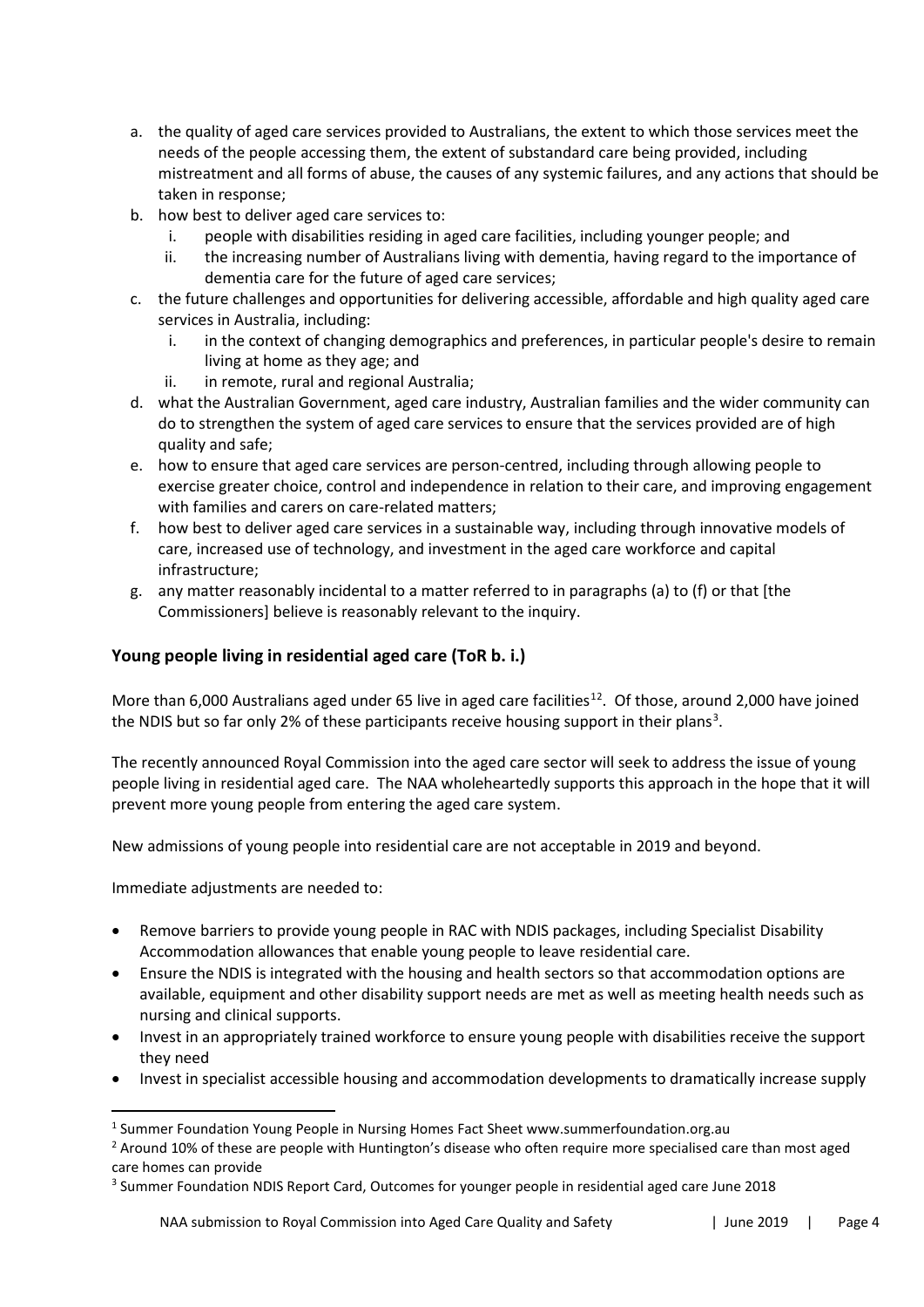a. the quality of aged care services provided to Australians, the extent to which those services meet the needs of the people accessing them, the extent of substandard care being provided, including mistreatment and all forms of abuse, the causes of any systemic failures, and any actions that should be taken in response;
b. how best to deliver aged care services to:
   i. people with disabilities residing in aged care facilities, including younger people; and
   ii. the increasing number of Australians living with dementia, having regard to the importance of dementia care for the future of aged care services;
c. the future challenges and opportunities for delivering accessible, affordable and high quality aged care services in Australia, including:
   i. in the context of changing demographics and preferences, in particular people's desire to remain living at home as they age; and
   ii. in remote, rural and regional Australia;
d. what the Australian Government, aged care industry, Australian families and the wider community can do to strengthen the system of aged care services to ensure that the services provided are of high quality and safe;
e. how to ensure that aged care services are person-centred, including through allowing people to exercise greater choice, control and independence in relation to their care, and improving engagement with families and carers on care-related matters;
f. how best to deliver aged care services in a sustainable way, including through innovative models of care, increased use of technology, and investment in the aged care workforce and capital infrastructure;
g. any matter reasonably incidental to a matter referred to in paragraphs (a) to (f) or that [the Commissioners] believe is reasonably relevant to the inquiry.

## Young people living in residential aged care (ToR b. i.)

More than 6,000 Australians aged under 65 live in aged care facilities[1][2]. Of those, around 2,000 have joined the NDIS but so far only 2% of these participants receive housing support in their plans[3].

The recently announced Royal Commission into the aged care sector will seek to address the issue of young people living in residential aged care. The NAA wholeheartedly supports this approach in the hope that it will prevent more young people from entering the aged care system.

New admissions of young people into residential care are not acceptable in 2019 and beyond.

Immediate adjustments are needed to:

- Remove barriers to provide young people in RAC with NDIS packages, including Specialist Disability Accommodation allowances that enable young people to leave residential care.
- Ensure the NDIS is integrated with the housing and health sectors so that accommodation options are available, equipment and other disability support needs are met as well as meeting health needs such as nursing and clinical supports.
- Invest in an appropriately trained workforce to ensure young people with disabilities receive the support they need
- Invest in specialist accessible housing and accommodation developments to dramatically increase supply

[1] Summer Foundation Young People in Nursing Homes Fact Sheet www.summerfoundation.org.au

[2] Around 10% of these are people with Huntington's disease who often require more specialised care than most aged care homes can provide

[3] Summer Foundation NDIS Report Card, Outcomes for younger people in residential aged care June 2018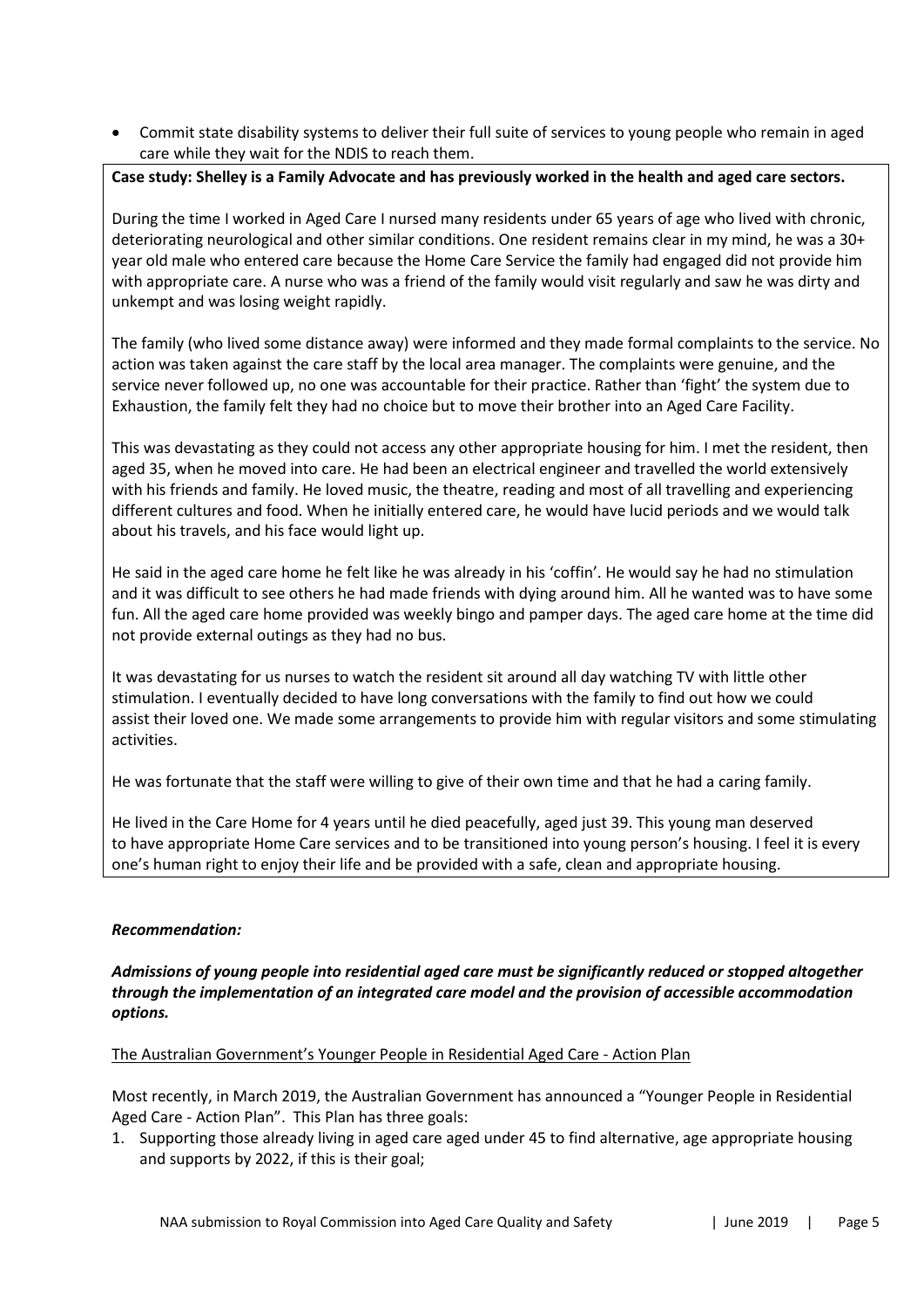- Commit state disability systems to deliver their full suite of services to young people who remain in aged care while they wait for the NDIS to reach them.

**Case study: Shelley is a Family Advocate and has previously worked in the health and aged care sectors.**

During the time I worked in Aged Care I nursed many residents under 65 years of age who lived with chronic, deteriorating neurological and other similar conditions. One resident remains clear in my mind, he was a 30+ year old male who entered care because the Home Care Service the family had engaged did not provide him with appropriate care. A nurse who was a friend of the family would visit regularly and saw he was dirty and unkempt and was losing weight rapidly.

The family (who lived some distance away) were informed and they made formal complaints to the service. No action was taken against the care staff by the local area manager. The complaints were genuine, and the service never followed up, no one was accountable for their practice. Rather than 'fight' the system due to Exhaustion, the family felt they had no choice but to move their brother into an Aged Care Facility.

This was devastating as they could not access any other appropriate housing for him. I met the resident, then aged 35, when he moved into care. He had been an electrical engineer and travelled the world extensively with his friends and family. He loved music, the theatre, reading and most of all travelling and experiencing different cultures and food. When he initially entered care, he would have lucid periods and we would talk about his travels, and his face would light up.

He said in the aged care home he felt like he was already in his 'coffin'. He would say he had no stimulation and it was difficult to see others he had made friends with dying around him. All he wanted was to have some fun. All the aged care home provided was weekly bingo and pamper days. The aged care home at the time did not provide external outings as they had no bus.

It was devastating for us nurses to watch the resident sit around all day watching TV with little other stimulation. I eventually decided to have long conversations with the family to find out how we could assist their loved one. We made some arrangements to provide him with regular visitors and some stimulating activities.

He was fortunate that the staff were willing to give of their own time and that he had a caring family.

He lived in the Care Home for 4 years until he died peacefully, aged just 39. This young man deserved to have appropriate Home Care services and to be transitioned into young person's housing. I feel it is every one's human right to enjoy their life and be provided with a safe, clean and appropriate housing.

***Recommendation:***

***Admissions of young people into residential aged care must be significantly reduced or stopped altogether through the implementation of an integrated care model and the provision of accessible accommodation options.***

The Australian Government's Younger People in Residential Aged Care - Action Plan

Most recently, in March 2019, the Australian Government has announced a "Younger People in Residential Aged Care - Action Plan". This Plan has three goals:

1. Supporting those already living in aged care aged under 45 to find alternative, age appropriate housing and supports by 2022, if this is their goal;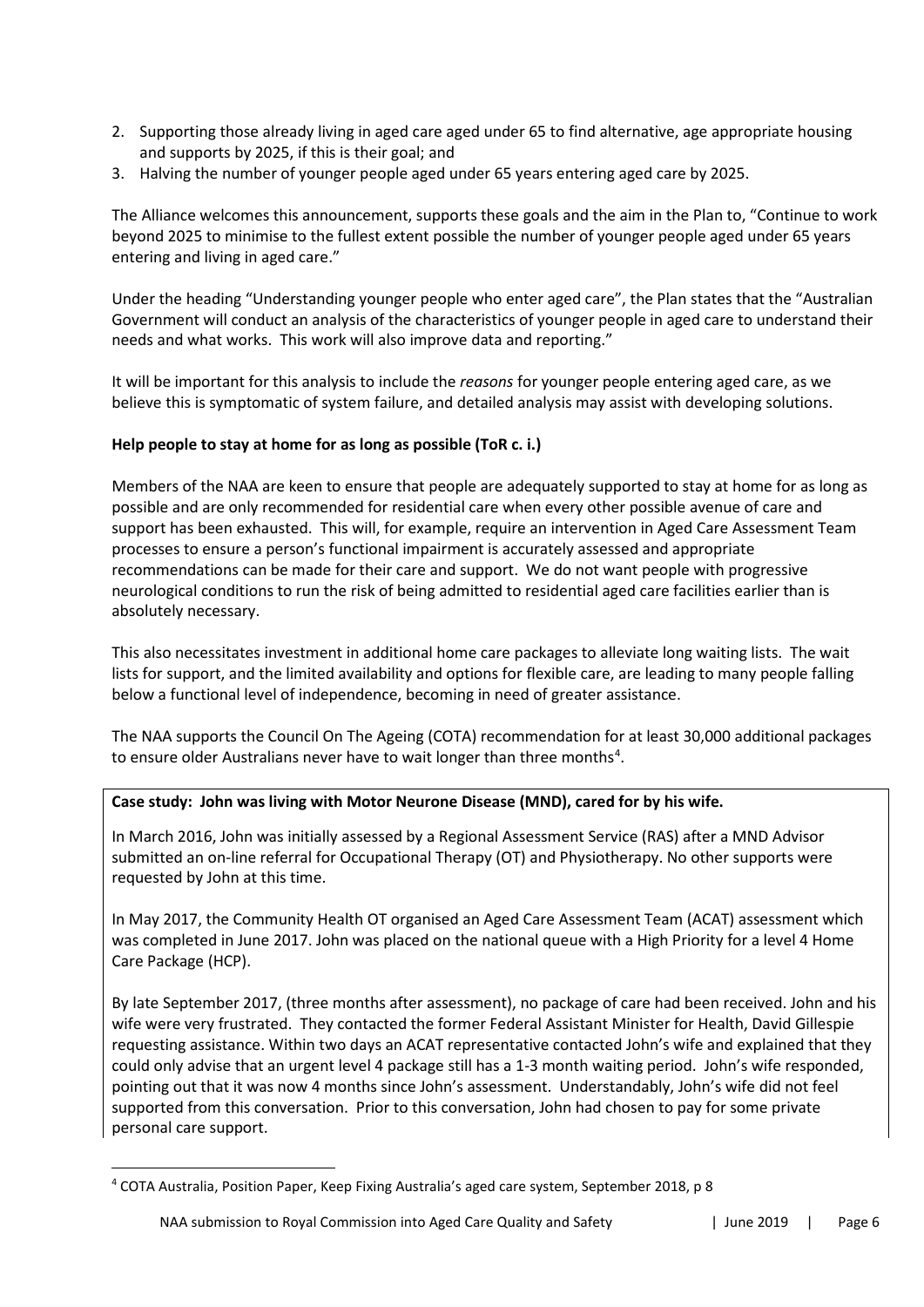2. Supporting those already living in aged care aged under 65 to find alternative, age appropriate housing and supports by 2025, if this is their goal; and
3. Halving the number of younger people aged under 65 years entering aged care by 2025.

The Alliance welcomes this announcement, supports these goals and the aim in the Plan to, "Continue to work beyond 2025 to minimise to the fullest extent possible the number of younger people aged under 65 years entering and living in aged care."

Under the heading "Understanding younger people who enter aged care", the Plan states that the "Australian Government will conduct an analysis of the characteristics of younger people in aged care to understand their needs and what works. This work will also improve data and reporting."

It will be important for this analysis to include the *reasons* for younger people entering aged care, as we believe this is symptomatic of system failure, and detailed analysis may assist with developing solutions.

**Help people to stay at home for as long as possible (ToR c. i.)**

Members of the NAA are keen to ensure that people are adequately supported to stay at home for as long as possible and are only recommended for residential care when every other possible avenue of care and support has been exhausted. This will, for example, require an intervention in Aged Care Assessment Team processes to ensure a person's functional impairment is accurately assessed and appropriate recommendations can be made for their care and support. We do not want people with progressive neurological conditions to run the risk of being admitted to residential aged care facilities earlier than is absolutely necessary.

This also necessitates investment in additional home care packages to alleviate long waiting lists. The wait lists for support, and the limited availability and options for flexible care, are leading to many people falling below a functional level of independence, becoming in need of greater assistance.

The NAA supports the Council On The Ageing (COTA) recommendation for at least 30,000 additional packages to ensure older Australians never have to wait longer than three months[4].

**Case study: John was living with Motor Neurone Disease (MND), cared for by his wife.**

In March 2016, John was initially assessed by a Regional Assessment Service (RAS) after a MND Advisor submitted an on-line referral for Occupational Therapy (OT) and Physiotherapy. No other supports were requested by John at this time.

In May 2017, the Community Health OT organised an Aged Care Assessment Team (ACAT) assessment which was completed in June 2017. John was placed on the national queue with a High Priority for a level 4 Home Care Package (HCP).

By late September 2017, (three months after assessment), no package of care had been received. John and his wife were very frustrated. They contacted the former Federal Assistant Minister for Health, David Gillespie requesting assistance. Within two days an ACAT representative contacted John's wife and explained that they could only advise that an urgent level 4 package still has a 1-3 month waiting period. John's wife responded, pointing out that it was now 4 months since John's assessment. Understandably, John's wife did not feel supported from this conversation. Prior to this conversation, John had chosen to pay for some private personal care support.

[4] COTA Australia, Position Paper, Keep Fixing Australia's aged care system, September 2018, p 8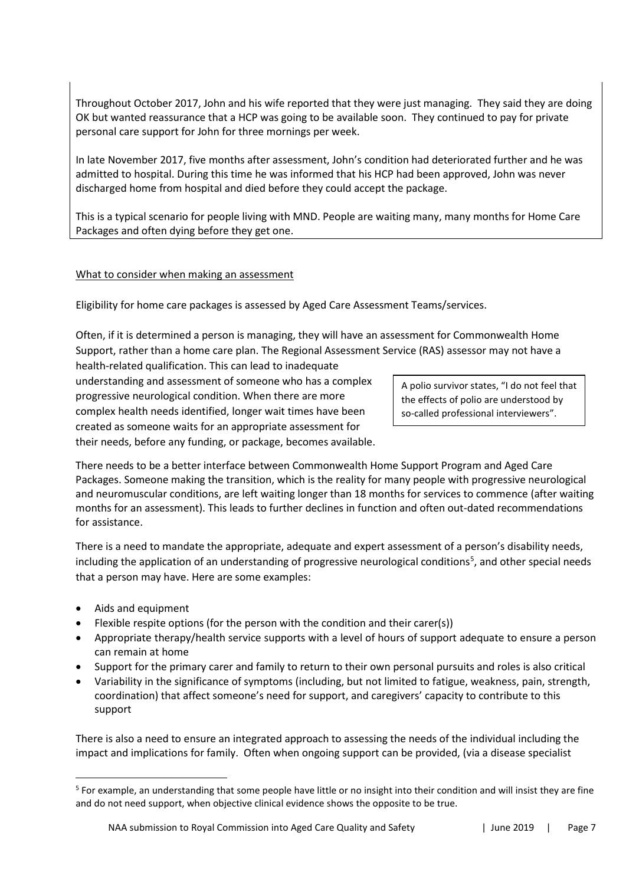Throughout October 2017, John and his wife reported that they were just managing. They said they are doing OK but wanted reassurance that a HCP was going to be available soon. They continued to pay for private personal care support for John for three mornings per week.

In late November 2017, five months after assessment, John's condition had deteriorated further and he was admitted to hospital. During this time he was informed that his HCP had been approved, John was never discharged home from hospital and died before they could accept the package.

This is a typical scenario for people living with MND. People are waiting many, many months for Home Care Packages and often dying before they get one.

What to consider when making an assessment

Eligibility for home care packages is assessed by Aged Care Assessment Teams/services.

Often, if it is determined a person is managing, they will have an assessment for Commonwealth Home Support, rather than a home care plan. The Regional Assessment Service (RAS) assessor may not have a health-related qualification. This can lead to inadequate understanding and assessment of someone who has a complex progressive neurological condition. When there are more complex health needs identified, longer wait times have been created as someone waits for an appropriate assessment for their needs, before any funding, or package, becomes available.

> A polio survivor states, "I do not feel that the effects of polio are understood by so-called professional interviewers".

There needs to be a better interface between Commonwealth Home Support Program and Aged Care Packages. Someone making the transition, which is the reality for many people with progressive neurological and neuromuscular conditions, are left waiting longer than 18 months for services to commence (after waiting months for an assessment). This leads to further declines in function and often out-dated recommendations for assistance.

There is a need to mandate the appropriate, adequate and expert assessment of a person's disability needs, including the application of an understanding of progressive neurological conditions[5], and other special needs that a person may have. Here are some examples:

- Aids and equipment
- Flexible respite options (for the person with the condition and their carer(s))
- Appropriate therapy/health service supports with a level of hours of support adequate to ensure a person can remain at home
- Support for the primary carer and family to return to their own personal pursuits and roles is also critical
- Variability in the significance of symptoms (including, but not limited to fatigue, weakness, pain, strength, coordination) that affect someone's need for support, and caregivers' capacity to contribute to this support

There is also a need to ensure an integrated approach to assessing the needs of the individual including the impact and implications for family. Often when ongoing support can be provided, (via a disease specialist

[5] For example, an understanding that some people have little or no insight into their condition and will insist they are fine and do not need support, when objective clinical evidence shows the opposite to be true.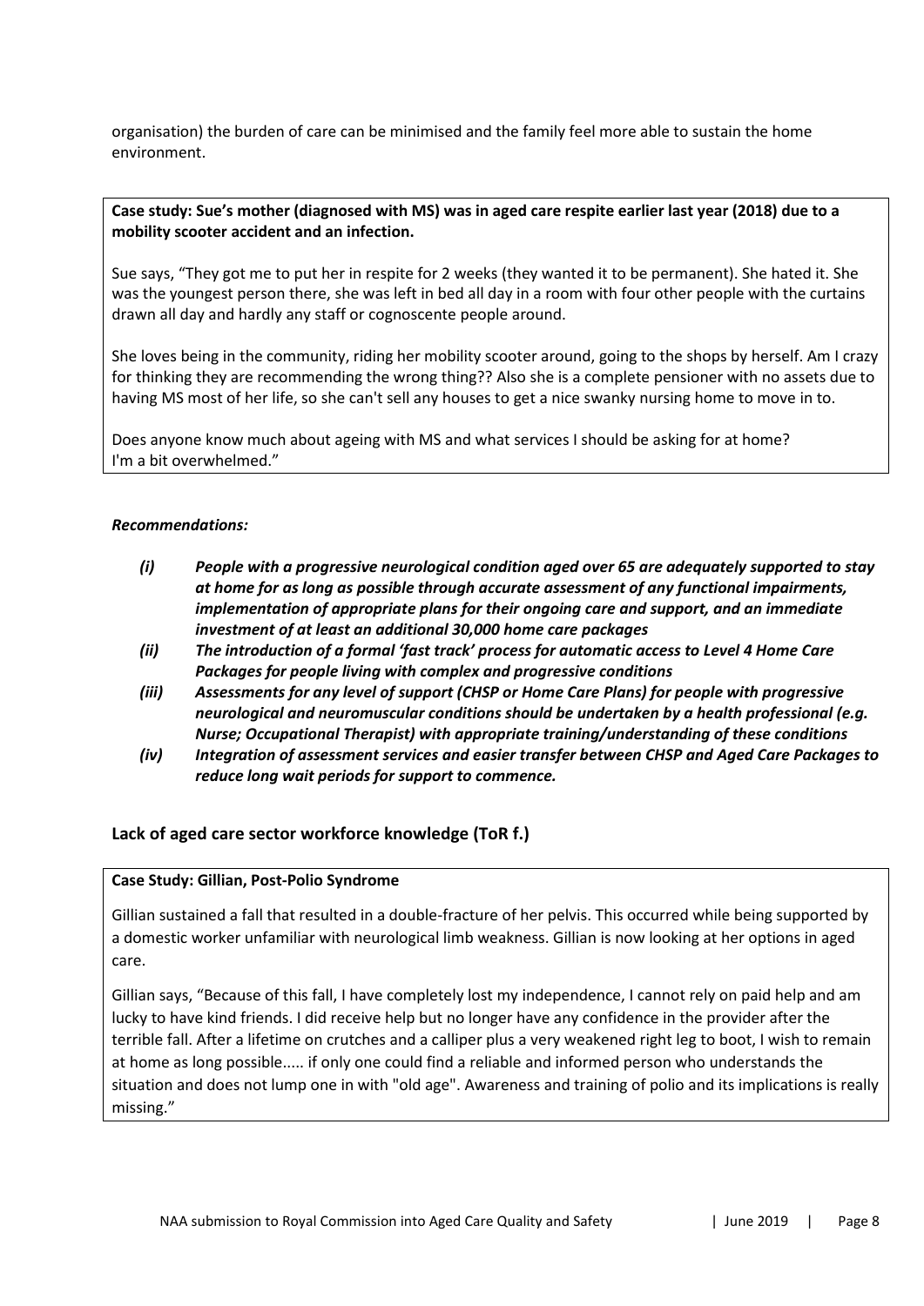organisation) the burden of care can be minimised and the family feel more able to sustain the home environment.

**Case study: Sue's mother (diagnosed with MS) was in aged care respite earlier last year (2018) due to a mobility scooter accident and an infection.**

Sue says, "They got me to put her in respite for 2 weeks (they wanted it to be permanent). She hated it. She was the youngest person there, she was left in bed all day in a room with four other people with the curtains drawn all day and hardly any staff or cognoscente people around.

She loves being in the community, riding her mobility scooter around, going to the shops by herself. Am I crazy for thinking they are recommending the wrong thing?? Also she is a complete pensioner with no assets due to having MS most of her life, so she can't sell any houses to get a nice swanky nursing home to move in to.

Does anyone know much about ageing with MS and what services I should be asking for at home? I'm a bit overwhelmed."

***Recommendations:***

- ***(i) People with a progressive neurological condition aged over 65 are adequately supported to stay at home for as long as possible through accurate assessment of any functional impairments, implementation of appropriate plans for their ongoing care and support, and an immediate investment of at least an additional 30,000 home care packages***
- ***(ii) The introduction of a formal 'fast track' process for automatic access to Level 4 Home Care Packages for people living with complex and progressive conditions***
- ***(iii) Assessments for any level of support (CHSP or Home Care Plans) for people with progressive neurological and neuromuscular conditions should be undertaken by a health professional (e.g. Nurse; Occupational Therapist) with appropriate training/understanding of these conditions***
- ***(iv) Integration of assessment services and easier transfer between CHSP and Aged Care Packages to reduce long wait periods for support to commence.***

## Lack of aged care sector workforce knowledge (ToR f.)

**Case Study: Gillian, Post-Polio Syndrome**

Gillian sustained a fall that resulted in a double-fracture of her pelvis. This occurred while being supported by a domestic worker unfamiliar with neurological limb weakness. Gillian is now looking at her options in aged care.

Gillian says, "Because of this fall, I have completely lost my independence, I cannot rely on paid help and am lucky to have kind friends. I did receive help but no longer have any confidence in the provider after the terrible fall. After a lifetime on crutches and a calliper plus a very weakened right leg to boot, I wish to remain at home as long possible..... if only one could find a reliable and informed person who understands the situation and does not lump one in with "old age". Awareness and training of polio and its implications is really missing."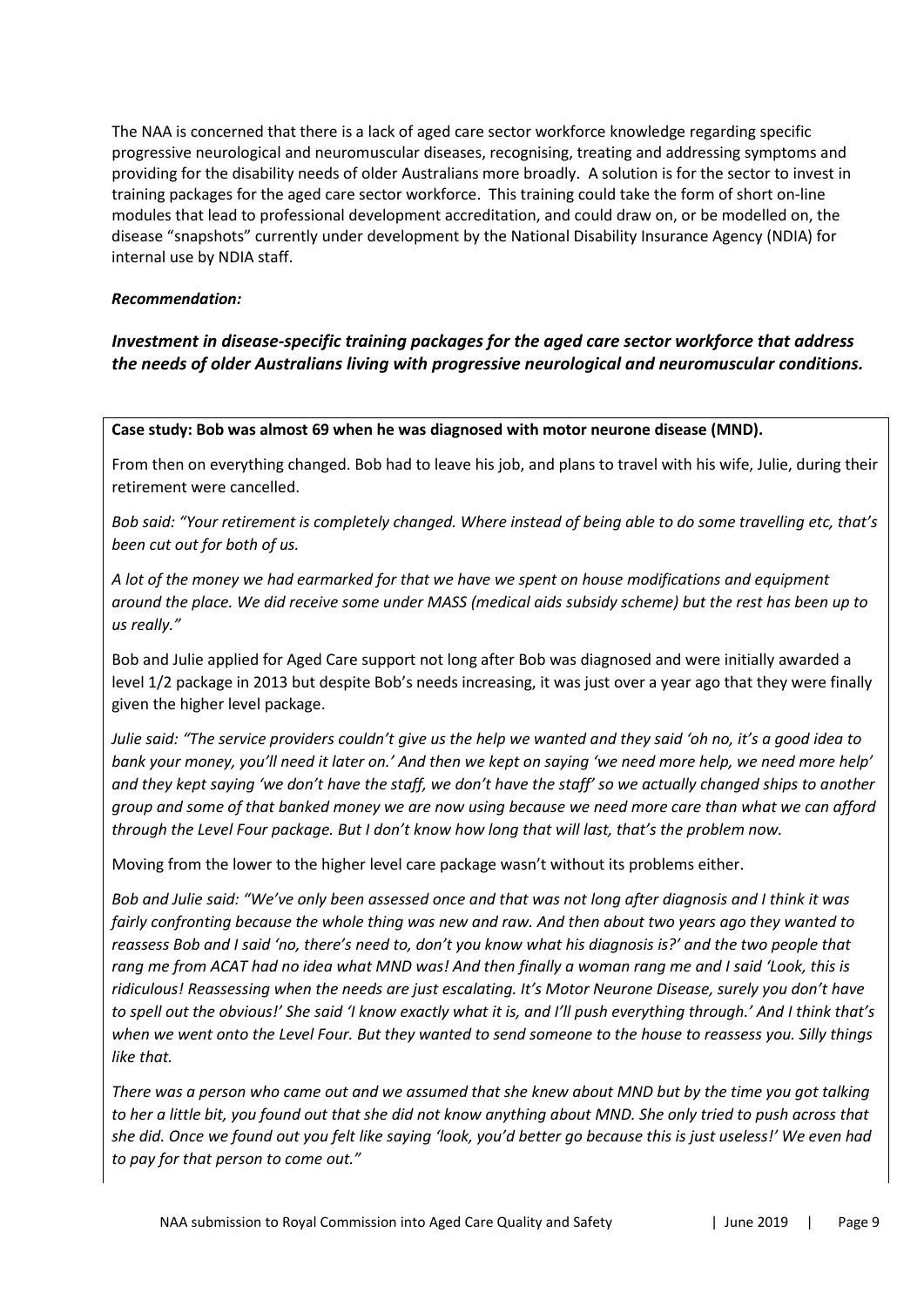The NAA is concerned that there is a lack of aged care sector workforce knowledge regarding specific progressive neurological and neuromuscular diseases, recognising, treating and addressing symptoms and providing for the disability needs of older Australians more broadly. A solution is for the sector to invest in training packages for the aged care sector workforce. This training could take the form of short on-line modules that lead to professional development accreditation, and could draw on, or be modelled on, the disease "snapshots" currently under development by the National Disability Insurance Agency (NDIA) for internal use by NDIA staff.

***Recommendation:***

***Investment in disease-specific training packages for the aged care sector workforce that address the needs of older Australians living with progressive neurological and neuromuscular conditions.***

**Case study: Bob was almost 69 when he was diagnosed with motor neurone disease (MND).**

From then on everything changed. Bob had to leave his job, and plans to travel with his wife, Julie, during their retirement were cancelled.

*Bob said: "Your retirement is completely changed. Where instead of being able to do some travelling etc, that's been cut out for both of us.*

*A lot of the money we had earmarked for that we have we spent on house modifications and equipment around the place. We did receive some under MASS (medical aids subsidy scheme) but the rest has been up to us really."*

Bob and Julie applied for Aged Care support not long after Bob was diagnosed and were initially awarded a level 1/2 package in 2013 but despite Bob's needs increasing, it was just over a year ago that they were finally given the higher level package.

*Julie said: "The service providers couldn't give us the help we wanted and they said 'oh no, it's a good idea to bank your money, you'll need it later on.' And then we kept on saying 'we need more help, we need more help' and they kept saying 'we don't have the staff, we don't have the staff' so we actually changed ships to another group and some of that banked money we are now using because we need more care than what we can afford through the Level Four package. But I don't know how long that will last, that's the problem now.*

Moving from the lower to the higher level care package wasn't without its problems either.

*Bob and Julie said: "We've only been assessed once and that was not long after diagnosis and I think it was fairly confronting because the whole thing was new and raw. And then about two years ago they wanted to reassess Bob and I said 'no, there's need to, don't you know what his diagnosis is?' and the two people that rang me from ACAT had no idea what MND was! And then finally a woman rang me and I said 'Look, this is ridiculous! Reassessing when the needs are just escalating. It's Motor Neurone Disease, surely you don't have to spell out the obvious!' She said 'I know exactly what it is, and I'll push everything through.' And I think that's when we went onto the Level Four. But they wanted to send someone to the house to reassess you. Silly things like that.*

*There was a person who came out and we assumed that she knew about MND but by the time you got talking to her a little bit, you found out that she did not know anything about MND. She only tried to push across that she did. Once we found out you felt like saying 'look, you'd better go because this is just useless!' We even had to pay for that person to come out."*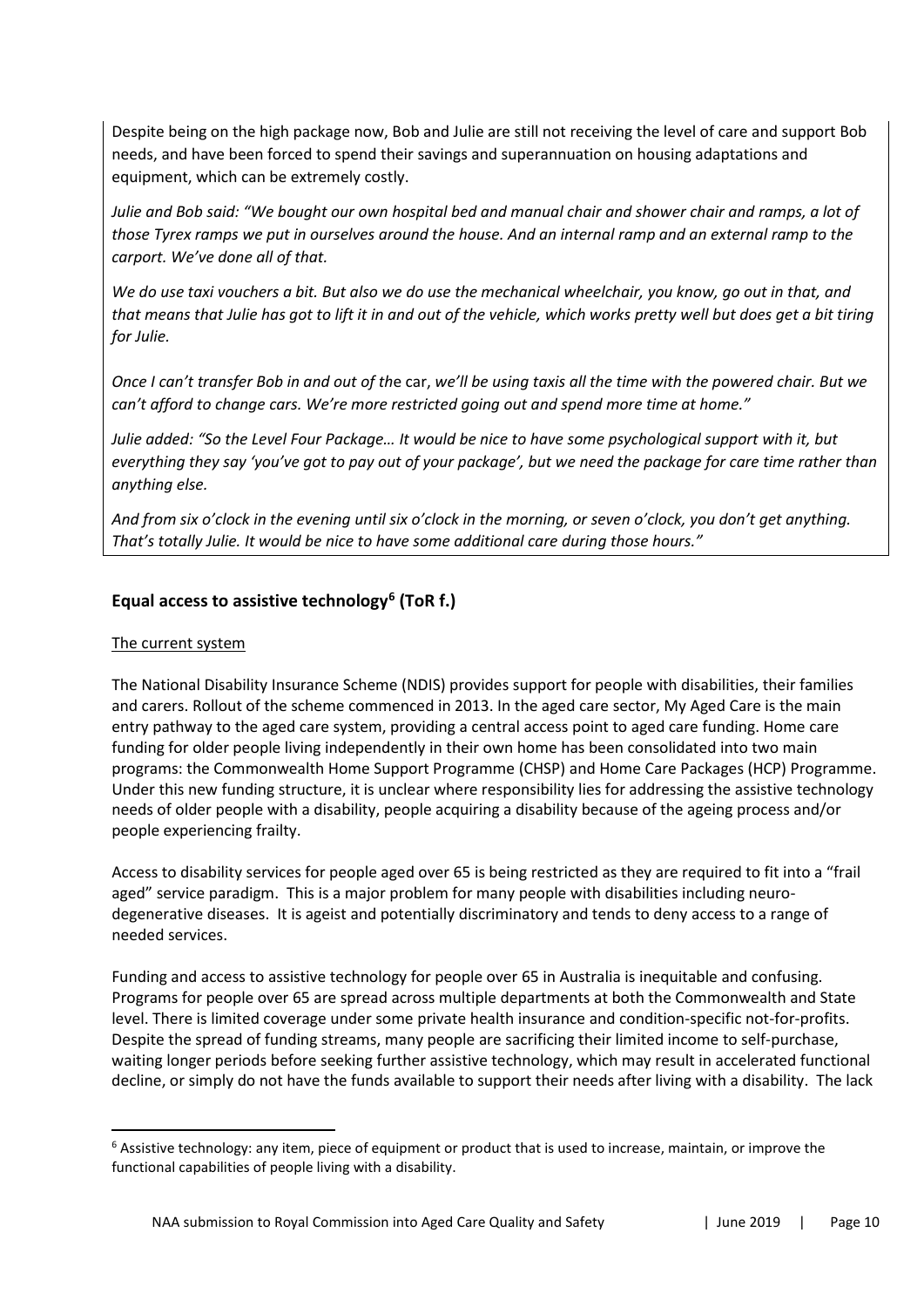Despite being on the high package now, Bob and Julie are still not receiving the level of care and support Bob needs, and have been forced to spend their savings and superannuation on housing adaptations and equipment, which can be extremely costly.

*Julie and Bob said: "We bought our own hospital bed and manual chair and shower chair and ramps, a lot of those Tyrex ramps we put in ourselves around the house. And an internal ramp and an external ramp to the carport. We've done all of that.*

*We do use taxi vouchers a bit. But also we do use the mechanical wheelchair, you know, go out in that, and that means that Julie has got to lift it in and out of the vehicle, which works pretty well but does get a bit tiring for Julie.*

*Once I can't transfer Bob in and out of the* car, *we'll be using taxis all the time with the powered chair. But we can't afford to change cars. We're more restricted going out and spend more time at home."*

*Julie added: "So the Level Four Package… It would be nice to have some psychological support with it, but everything they say 'you've got to pay out of your package', but we need the package for care time rather than anything else.*

*And from six o'clock in the evening until six o'clock in the morning, or seven o'clock, you don't get anything. That's totally Julie. It would be nice to have some additional care during those hours."*

## Equal access to assistive technology[6] (ToR f.)

The current system

The National Disability Insurance Scheme (NDIS) provides support for people with disabilities, their families and carers. Rollout of the scheme commenced in 2013. In the aged care sector, My Aged Care is the main entry pathway to the aged care system, providing a central access point to aged care funding. Home care funding for older people living independently in their own home has been consolidated into two main programs: the Commonwealth Home Support Programme (CHSP) and Home Care Packages (HCP) Programme. Under this new funding structure, it is unclear where responsibility lies for addressing the assistive technology needs of older people with a disability, people acquiring a disability because of the ageing process and/or people experiencing frailty.

Access to disability services for people aged over 65 is being restricted as they are required to fit into a "frail aged" service paradigm. This is a major problem for many people with disabilities including neuro-degenerative diseases. It is ageist and potentially discriminatory and tends to deny access to a range of needed services.

Funding and access to assistive technology for people over 65 in Australia is inequitable and confusing. Programs for people over 65 are spread across multiple departments at both the Commonwealth and State level. There is limited coverage under some private health insurance and condition-specific not-for-profits. Despite the spread of funding streams, many people are sacrificing their limited income to self-purchase, waiting longer periods before seeking further assistive technology, which may result in accelerated functional decline, or simply do not have the funds available to support their needs after living with a disability. The lack

[6] Assistive technology: any item, piece of equipment or product that is used to increase, maintain, or improve the functional capabilities of people living with a disability.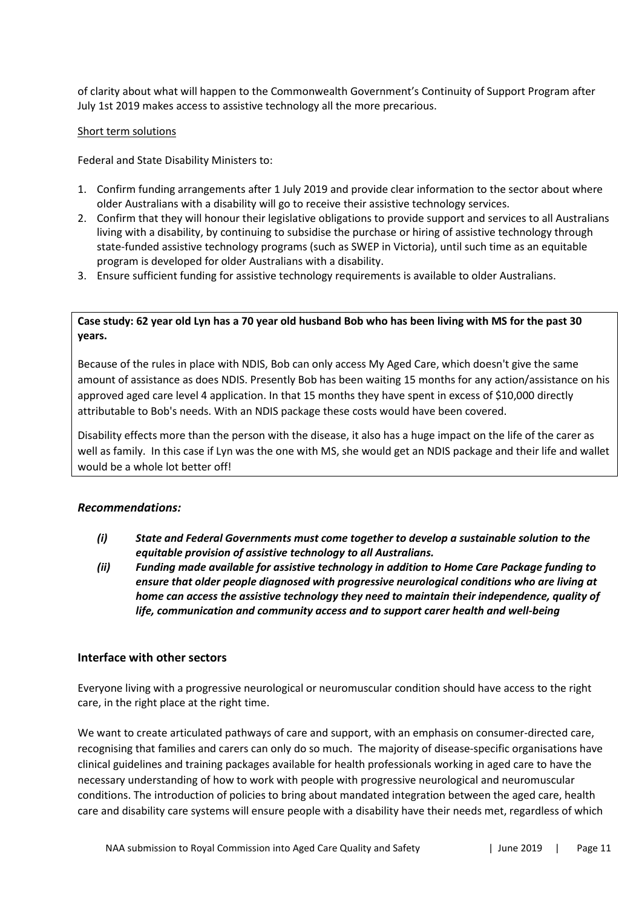of clarity about what will happen to the Commonwealth Government's Continuity of Support Program after July 1st 2019 makes access to assistive technology all the more precarious.

Short term solutions

Federal and State Disability Ministers to:

1. Confirm funding arrangements after 1 July 2019 and provide clear information to the sector about where older Australians with a disability will go to receive their assistive technology services.
2. Confirm that they will honour their legislative obligations to provide support and services to all Australians living with a disability, by continuing to subsidise the purchase or hiring of assistive technology through state-funded assistive technology programs (such as SWEP in Victoria), until such time as an equitable program is developed for older Australians with a disability.
3. Ensure sufficient funding for assistive technology requirements is available to older Australians.

**Case study: 62 year old Lyn has a 70 year old husband Bob who has been living with MS for the past 30 years.**

Because of the rules in place with NDIS, Bob can only access My Aged Care, which doesn't give the same amount of assistance as does NDIS. Presently Bob has been waiting 15 months for any action/assistance on his approved aged care level 4 application. In that 15 months they have spent in excess of $10,000 directly attributable to Bob's needs. With an NDIS package these costs would have been covered.

Disability effects more than the person with the disease, it also has a huge impact on the life of the carer as well as family. In this case if Lyn was the one with MS, she would get an NDIS package and their life and wallet would be a whole lot better off!

### *Recommendations:*

- ***(i) State and Federal Governments must come together to develop a sustainable solution to the equitable provision of assistive technology to all Australians.***
- ***(ii) Funding made available for assistive technology in addition to Home Care Package funding to ensure that older people diagnosed with progressive neurological conditions who are living at home can access the assistive technology they need to maintain their independence, quality of life, communication and community access and to support carer health and well-being***

### Interface with other sectors

Everyone living with a progressive neurological or neuromuscular condition should have access to the right care, in the right place at the right time.

We want to create articulated pathways of care and support, with an emphasis on consumer-directed care, recognising that families and carers can only do so much. The majority of disease-specific organisations have clinical guidelines and training packages available for health professionals working in aged care to have the necessary understanding of how to work with people with progressive neurological and neuromuscular conditions. The introduction of policies to bring about mandated integration between the aged care, health care and disability care systems will ensure people with a disability have their needs met, regardless of which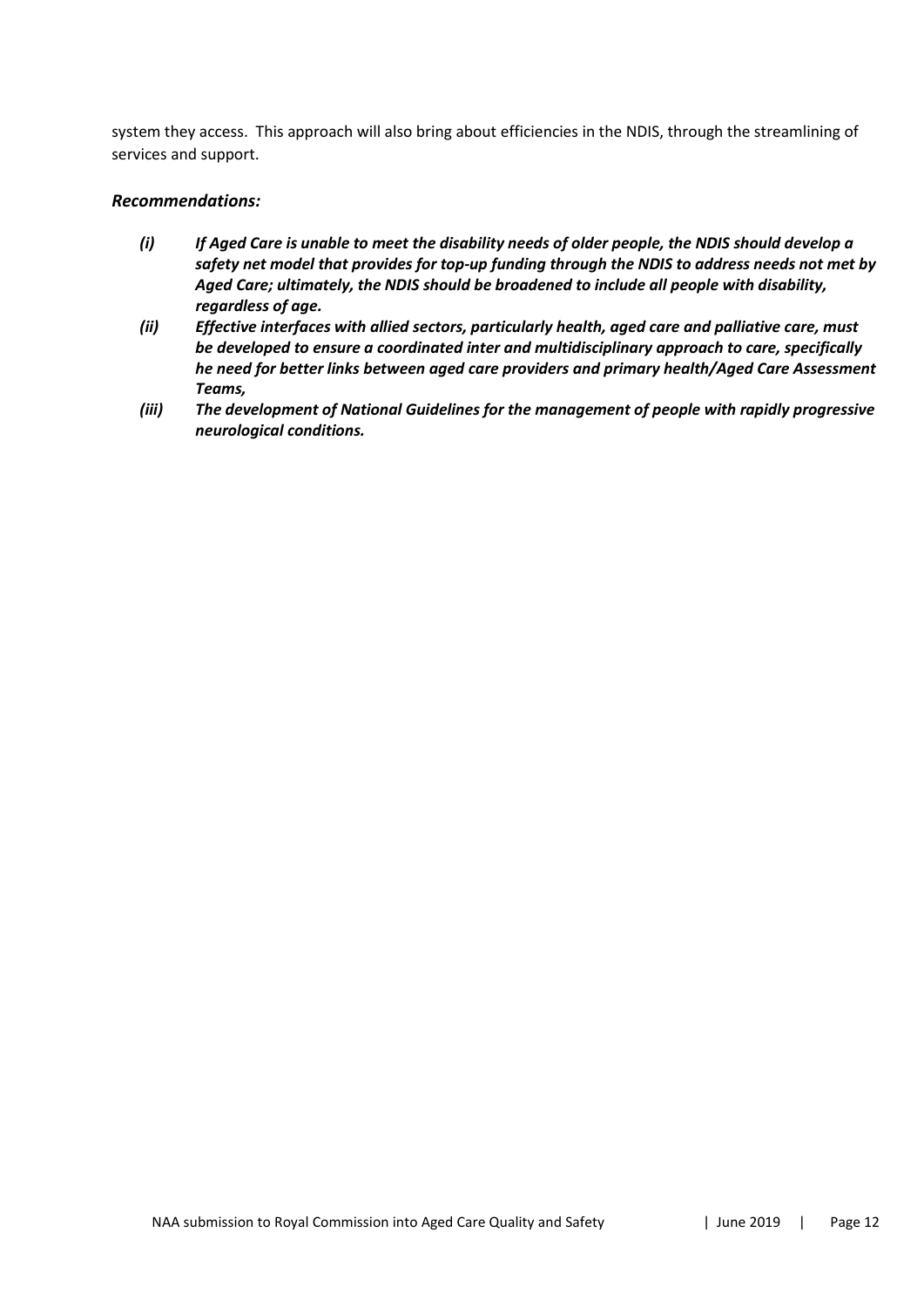system they access. This approach will also bring about efficiencies in the NDIS, through the streamlining of services and support.

### *Recommendations:*

- ***(i)*** ***If Aged Care is unable to meet the disability needs of older people, the NDIS should develop a safety net model that provides for top-up funding through the NDIS to address needs not met by Aged Care; ultimately, the NDIS should be broadened to include all people with disability, regardless of age.***
- ***(ii)*** ***Effective interfaces with allied sectors, particularly health, aged care and palliative care, must be developed to ensure a coordinated inter and multidisciplinary approach to care, specifically he need for better links between aged care providers and primary health/Aged Care Assessment Teams,***
- ***(iii)*** ***The development of National Guidelines for the management of people with rapidly progressive neurological conditions.***